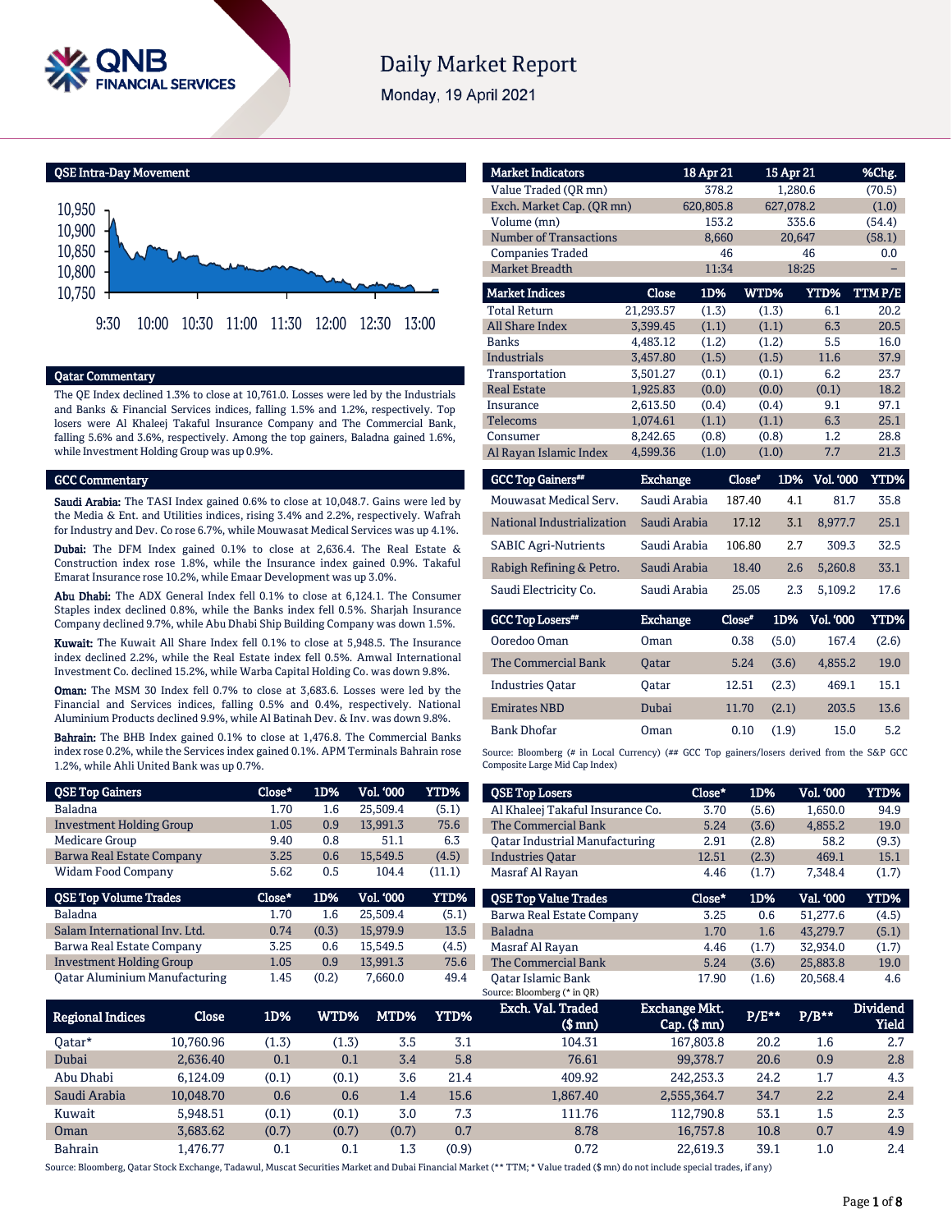# Daily Market Report

Monday, 19 April 2021

## QSE Intra-Day Movement

## Qatar Commentary

The QE Index declined 1.3% to close at 10,761.0. Losses were led by the Industrials and Banks & Financial Services indices, falling 1.5% and 1.2%, respectively. Top losers were Al Khaleej Takaful Insurance Company and The Commercial Bank, falling 5.6% and 3.6%, respectively. Among the top gainers, Baladna gained 1.6%, while Investment Holding Group was up 0.9%.

## GCC Commentary

**Saudi Arabia:** The TASI Index gained 0.6% to close at 10,048.7. Gains were led by the Media & Ent. and Utilities indices, rising 3.4% and 2.2%, respectively. Wafrah for Industry and Dev. Co rose 6.7%, while Mouwasat Medical Services was up 4.1%.

**Dubai:** The DFM Index gained 0.1% to close at 2,636.4. The Real Estate & Construction index rose 1.8%, while the Insurance index gained 0.9%. Takaful Emarat Insurance rose 10.2%, while Emaar Development was up 3.0%.

**Abu Dhabi:** The ADX General Index fell 0.1% to close at 6,124.1. The Consumer Staples index declined 0.8%, while the Banks index fell 0.5%. Sharjah Insurance Company declined 9.7%, while Abu Dhabi Ship Building Company was down 1.5%.

**Kuwait:** The Kuwait All Share Index fell 0.1% to close at 5,948.5. The Insurance index declined 2.2%, while the Real Estate index fell 0.5%. Amwal International Investment Co. declined 15.2%, while Warba Capital Holding Co. was down 9.8%.

**Oman:** The MSM 30 Index fell 0.7% to close at 3,683.6. Losses were led by the Financial and Services indices, falling 0.5% and 0.4%, respectively. National Aluminium Products declined 9.9%, while Al Batinah Dev. & Inv. was down 9.8%.

**Bahrain:** The BHB Index gained 0.1% to close at 1,476.8. The Commercial Banks index rose 0.2%, while the Services index gained 0.1%. APM Terminals Bahrain rose 1.2%, while Ahli United Bank was up 0.7%.

| Market Indicators | 18 Apr 21 | 15 Apr 21 | %Chg. |
|---|---|---|---|
| Value Traded (QR mn) | 378.2 | 1,280.6 | (70.5) |
| Exch. Market Cap. (QR mn) | 620,805.8 | 627,078.2 | (1.0) |
| Volume (mn) | 153.2 | 335.6 | (54.4) |
| Number of Transactions | 8,660 | 20,647 | (58.1) |
| Companies Traded | 46 | 46 | 0.0 |
| Market Breadth | 11:34 | 18:25 | – |

| Market Indices | Close | 1D% | WTD% | YTD% | TTM P/E |
|---|---|---|---|---|---|
| Total Return | 21,293.57 | (1.3) | (1.3) | 6.1 | 20.2 |
| All Share Index | 3,399.45 | (1.1) | (1.1) | 6.3 | 20.5 |
| Banks | 4,483.12 | (1.2) | (1.2) | 5.5 | 16.0 |
| Industrials | 3,457.80 | (1.5) | (1.5) | 11.6 | 37.9 |
| Transportation | 3,501.27 | (0.1) | (0.1) | 6.2 | 23.7 |
| Real Estate | 1,925.83 | (0.0) | (0.0) | (0.1) | 18.2 |
| Insurance | 2,613.50 | (0.4) | (0.4) | 9.1 | 97.1 |
| Telecoms | 1,074.61 | (1.1) | (1.1) | 6.3 | 25.1 |
| Consumer | 8,242.65 | (0.8) | (0.8) | 1.2 | 28.8 |
| Al Rayan Islamic Index | 4,599.36 | (1.0) | (1.0) | 7.7 | 21.3 |

| GCC Top Gainers## | Exchange | Close# | 1D% | Vol. '000 | YTD% |
|---|---|---|---|---|---|
| Mouwasat Medical Serv. | Saudi Arabia | 187.40 | 4.1 | 81.7 | 35.8 |
| National Industrialization | Saudi Arabia | 17.12 | 3.1 | 8,977.7 | 25.1 |
| SABIC Agri-Nutrients | Saudi Arabia | 106.80 | 2.7 | 309.3 | 32.5 |
| Rabigh Refining & Petro. | Saudi Arabia | 18.40 | 2.6 | 5,260.8 | 33.1 |
| Saudi Electricity Co. | Saudi Arabia | 25.05 | 2.3 | 5,109.2 | 17.6 |

| GCC Top Losers## | Exchange | Close# | 1D% | Vol. '000 | YTD% |
|---|---|---|---|---|---|
| Ooredoo Oman | Oman | 0.38 | (5.0) | 167.4 | (2.6) |
| The Commercial Bank | Qatar | 5.24 | (3.6) | 4,855.2 | 19.0 |
| Industries Qatar | Qatar | 12.51 | (2.3) | 469.1 | 15.1 |
| Emirates NBD | Dubai | 11.70 | (2.1) | 203.5 | 13.6 |
| Bank Dhofar | Oman | 0.10 | (1.9) | 15.0 | 5.2 |

Source: Bloomberg (# in Local Currency) (## GCC Top gainers/losers derived from the S&P GCC Composite Large Mid Cap Index)

| QSE Top Gainers | Close* | 1D% | Vol. '000 | YTD% |
|---|---|---|---|---|
| Baladna | 1.70 | 1.6 | 25,509.4 | (5.1) |
| Investment Holding Group | 1.05 | 0.9 | 13,991.3 | 75.6 |
| Medicare Group | 9.40 | 0.8 | 51.1 | 6.3 |
| Barwa Real Estate Company | 3.25 | 0.6 | 15,549.5 | (4.5) |
| Widam Food Company | 5.62 | 0.5 | 104.4 | (11.1) |

| QSE Top Losers | Close* | 1D% | Vol. '000 | YTD% |
|---|---|---|---|---|
| Al Khaleej Takaful Insurance Co. | 3.70 | (5.6) | 1,650.0 | 94.9 |
| The Commercial Bank | 5.24 | (3.6) | 4,855.2 | 19.0 |
| Qatar Industrial Manufacturing | 2.91 | (2.8) | 58.2 | (9.3) |
| Industries Qatar | 12.51 | (2.3) | 469.1 | 15.1 |
| Masraf Al Rayan | 4.46 | (1.7) | 7,348.4 | (1.7) |

| QSE Top Volume Trades | Close* | 1D% | Vol. '000 | YTD% |
|---|---|---|---|---|
| Baladna | 1.70 | 1.6 | 25,509.4 | (5.1) |
| Salam International Inv. Ltd. | 0.74 | (0.3) | 15,979.9 | 13.5 |
| Barwa Real Estate Company | 3.25 | 0.6 | 15,549.5 | (4.5) |
| Investment Holding Group | 1.05 | 0.9 | 13,991.3 | 75.6 |
| Qatar Aluminium Manufacturing | 1.45 | (0.2) | 7,660.0 | 49.4 |

| QSE Top Value Trades | Close* | 1D% | Val. '000 | YTD% |
|---|---|---|---|---|
| Barwa Real Estate Company | 3.25 | 0.6 | 51,277.6 | (4.5) |
| Baladna | 1.70 | 1.6 | 43,279.7 | (5.1) |
| Masraf Al Rayan | 4.46 | (1.7) | 32,934.0 | (1.7) |
| The Commercial Bank | 5.24 | (3.6) | 25,883.8 | 19.0 |
| Qatar Islamic Bank | 17.90 | (1.6) | 20,568.4 | 4.6 |

Source: Bloomberg (* in QR)

| Regional Indices | Close | 1D% | WTD% | MTD% | YTD% | Exch. Val. Traded ($ mn) | Exchange Mkt. Cap. ($ mn) | P/E** | P/B** | Dividend Yield |
|---|---|---|---|---|---|---|---|---|---|---|
| Qatar* | 10,760.96 | (1.3) | (1.3) | 3.5 | 3.1 | 104.31 | 167,803.8 | 20.2 | 1.6 | 2.7 |
| Dubai | 2,636.40 | 0.1 | 0.1 | 3.4 | 5.8 | 76.61 | 99,378.7 | 20.6 | 0.9 | 2.8 |
| Abu Dhabi | 6,124.09 | (0.1) | (0.1) | 3.6 | 21.4 | 409.92 | 242,253.3 | 24.2 | 1.7 | 4.3 |
| Saudi Arabia | 10,048.70 | 0.6 | 0.6 | 1.4 | 15.6 | 1,867.40 | 2,555,364.7 | 34.7 | 2.2 | 2.4 |
| Kuwait | 5,948.51 | (0.1) | (0.1) | 3.0 | 7.3 | 111.76 | 112,790.8 | 53.1 | 1.5 | 2.3 |
| Oman | 3,683.62 | (0.7) | (0.7) | (0.7) | 0.7 | 8.78 | 16,757.8 | 10.8 | 0.7 | 4.9 |
| Bahrain | 1,476.77 | 0.1 | 0.1 | 1.3 | (0.9) | 0.72 | 22,619.3 | 39.1 | 1.0 | 2.4 |

Source: Bloomberg, Qatar Stock Exchange, Tadawul, Muscat Securities Market and Dubai Financial Market (** TTM; * Value traded ($ mn) do not include special trades, if any)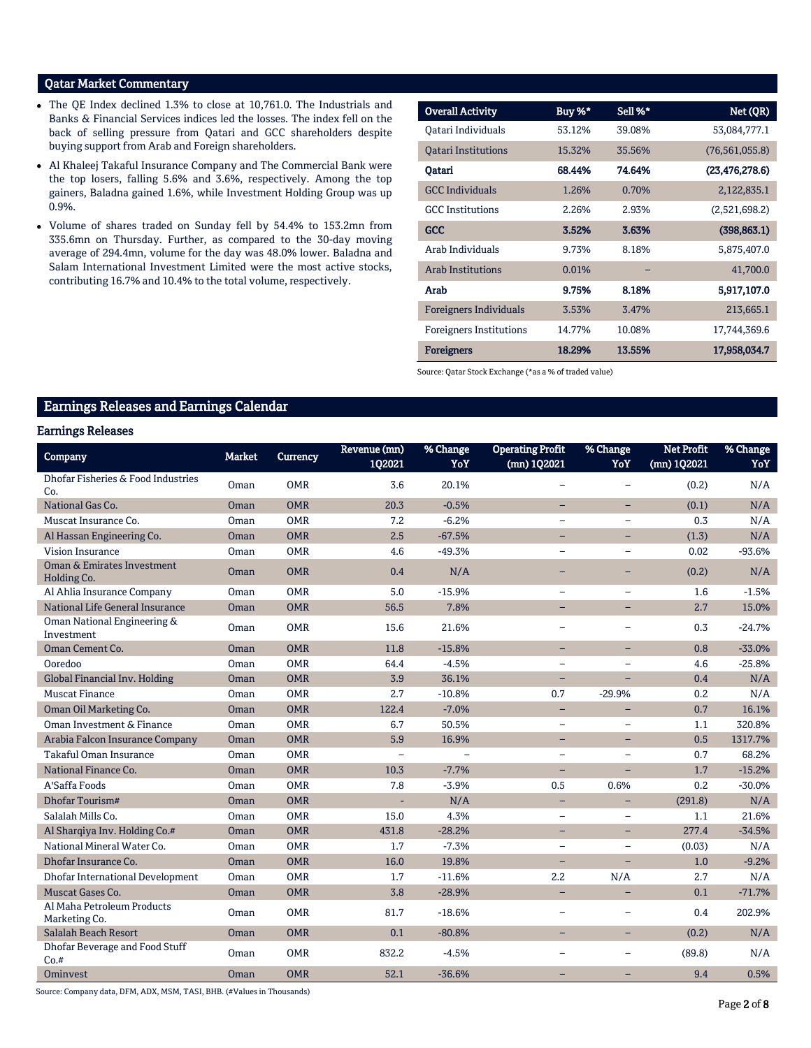## Qatar Market Commentary

- The QE Index declined 1.3% to close at 10,761.0. The Industrials and Banks & Financial Services indices led the losses. The index fell on the back of selling pressure from Qatari and GCC shareholders despite buying support from Arab and Foreign shareholders.
- Al Khaleej Takaful Insurance Company and The Commercial Bank were the top losers, falling 5.6% and 3.6%, respectively. Among the top gainers, Baladna gained 1.6%, while Investment Holding Group was up 0.9%.
- Volume of shares traded on Sunday fell by 54.4% to 153.2mn from 335.6mn on Thursday. Further, as compared to the 30-day moving average of 294.4mn, volume for the day was 48.0% lower. Baladna and Salam International Investment Limited were the most active stocks, contributing 16.7% and 10.4% to the total volume, respectively.

| Overall Activity | Buy %* | Sell %* | Net (QR) |
|---|---|---|---|
| Qatari Individuals | 53.12% | 39.08% | 53,084,777.1 |
| Qatari Institutions | 15.32% | 35.56% | (76,561,055.8) |
| **Qatari** | **68.44%** | **74.64%** | **(23,476,278.6)** |
| GCC Individuals | 1.26% | 0.70% | 2,122,835.1 |
| GCC Institutions | 2.26% | 2.93% | (2,521,698.2) |
| **GCC** | **3.52%** | **3.63%** | **(398,863.1)** |
| Arab Individuals | 9.73% | 8.18% | 5,875,407.0 |
| Arab Institutions | 0.01% | – | 41,700.0 |
| **Arab** | **9.75%** | **8.18%** | **5,917,107.0** |
| Foreigners Individuals | 3.53% | 3.47% | 213,665.1 |
| Foreigners Institutions | 14.77% | 10.08% | 17,744,369.6 |
| **Foreigners** | **18.29%** | **13.55%** | **17,958,034.7** |

Source: Qatar Stock Exchange (*as a % of traded value)

## Earnings Releases and Earnings Calendar

### Earnings Releases

| Company | Market | Currency | Revenue (mn) 1Q2021 | % Change YoY | Operating Profit (mn) 1Q2021 | % Change YoY | Net Profit (mn) 1Q2021 | % Change YoY |
|---|---|---|---|---|---|---|---|---|
| Dhofar Fisheries & Food Industries Co. | Oman | OMR | 3.6 | 20.1% | – | – | (0.2) | N/A |
| National Gas Co. | Oman | OMR | 20.3 | -0.5% | – | – | (0.1) | N/A |
| Muscat Insurance Co. | Oman | OMR | 7.2 | -6.2% | – | – | 0.3 | N/A |
| Al Hassan Engineering Co. | Oman | OMR | 2.5 | -67.5% | – | – | (1.3) | N/A |
| Vision Insurance | Oman | OMR | 4.6 | -49.3% | – | – | 0.02 | -93.6% |
| Oman & Emirates Investment Holding Co. | Oman | OMR | 0.4 | N/A | – | – | (0.2) | N/A |
| Al Ahlia Insurance Company | Oman | OMR | 5.0 | -15.9% | – | – | 1.6 | -1.5% |
| National Life General Insurance | Oman | OMR | 56.5 | 7.8% | – | – | 2.7 | 15.0% |
| Oman National Engineering & Investment | Oman | OMR | 15.6 | 21.6% | – | – | 0.3 | -24.7% |
| Oman Cement Co. | Oman | OMR | 11.8 | -15.8% | – | – | 0.8 | -33.0% |
| Ooredoo | Oman | OMR | 64.4 | -4.5% | – | – | 4.6 | -25.8% |
| Global Financial Inv. Holding | Oman | OMR | 3.9 | 36.1% | – | – | 0.4 | N/A |
| Muscat Finance | Oman | OMR | 2.7 | -10.8% | 0.7 | -29.9% | 0.2 | N/A |
| Oman Oil Marketing Co. | Oman | OMR | 122.4 | -7.0% | – | – | 0.7 | 16.1% |
| Oman Investment & Finance | Oman | OMR | 6.7 | 50.5% | – | – | 1.1 | 320.8% |
| Arabia Falcon Insurance Company | Oman | OMR | 5.9 | 16.9% | – | – | 0.5 | 1317.7% |
| Takaful Oman Insurance | Oman | OMR | – | – | – | – | 0.7 | 68.2% |
| National Finance Co. | Oman | OMR | 10.3 | -7.7% | – | – | 1.7 | -15.2% |
| A'Saffa Foods | Oman | OMR | 7.8 | -3.9% | 0.5 | 0.6% | 0.2 | -30.0% |
| Dhofar Tourism# | Oman | OMR | - | N/A | – | – | (291.8) | N/A |
| Salalah Mills Co. | Oman | OMR | 15.0 | 4.3% | – | – | 1.1 | 21.6% |
| Al Sharqiya Inv. Holding Co.# | Oman | OMR | 431.8 | -28.2% | – | – | 277.4 | -34.5% |
| National Mineral Water Co. | Oman | OMR | 1.7 | -7.3% | – | – | (0.03) | N/A |
| Dhofar Insurance Co. | Oman | OMR | 16.0 | 19.8% | – | – | 1.0 | -9.2% |
| Dhofar International Development | Oman | OMR | 1.7 | -11.6% | 2.2 | N/A | 2.7 | N/A |
| Muscat Gases Co. | Oman | OMR | 3.8 | -28.9% | – | – | 0.1 | -71.7% |
| Al Maha Petroleum Products Marketing Co. | Oman | OMR | 81.7 | -18.6% | – | – | 0.4 | 202.9% |
| Salalah Beach Resort | Oman | OMR | 0.1 | -80.8% | – | – | (0.2) | N/A |
| Dhofar Beverage and Food Stuff Co.# | Oman | OMR | 832.2 | -4.5% | – | – | (89.8) | N/A |
| Ominvest | Oman | OMR | 52.1 | -36.6% | – | – | 9.4 | 0.5% |

Source: Company data, DFM, ADX, MSM, TASI, BHB. (#Values in Thousands)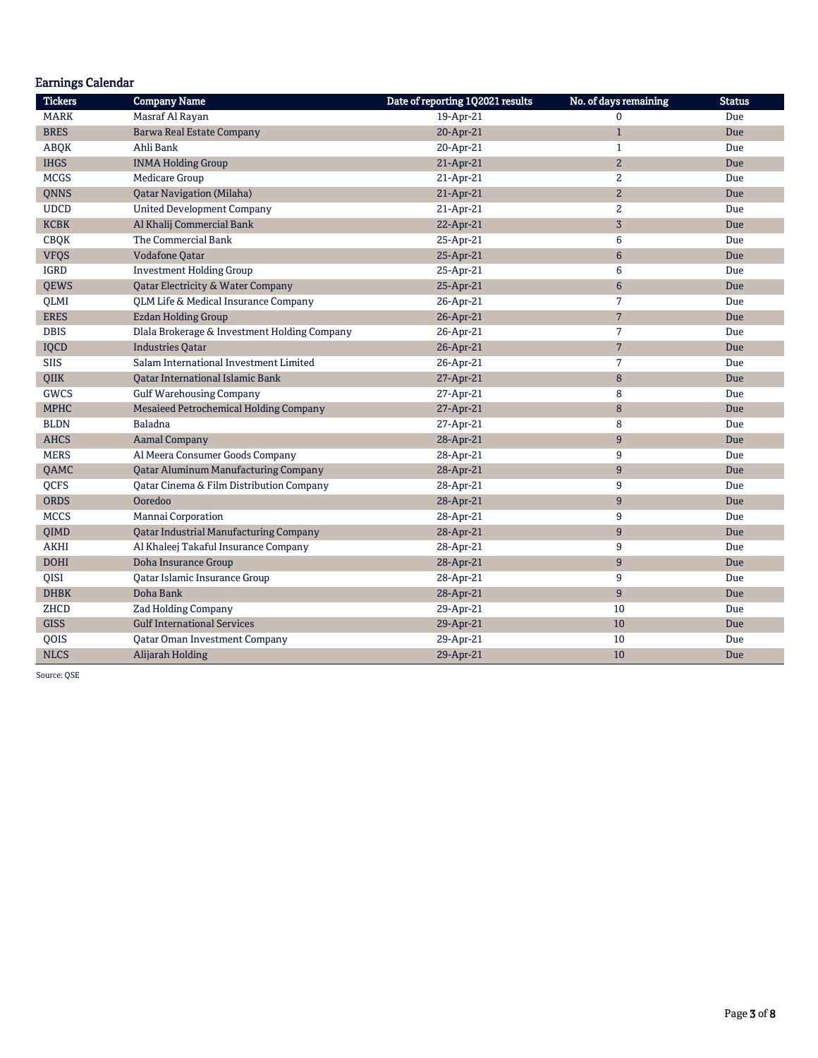## Earnings Calendar

| Tickers | Company Name | Date of reporting 1Q2021 results | No. of days remaining | Status |
|---|---|---|---|---|
| MARK | Masraf Al Rayan | 19-Apr-21 | 0 | Due |
| BRES | Barwa Real Estate Company | 20-Apr-21 | 1 | Due |
| ABQK | Ahli Bank | 20-Apr-21 | 1 | Due |
| IHGS | INMA Holding Group | 21-Apr-21 | 2 | Due |
| MCGS | Medicare Group | 21-Apr-21 | 2 | Due |
| QNNS | Qatar Navigation (Milaha) | 21-Apr-21 | 2 | Due |
| UDCD | United Development Company | 21-Apr-21 | 2 | Due |
| KCBK | Al Khalij Commercial Bank | 22-Apr-21 | 3 | Due |
| CBQK | The Commercial Bank | 25-Apr-21 | 6 | Due |
| VFQS | Vodafone Qatar | 25-Apr-21 | 6 | Due |
| IGRD | Investment Holding Group | 25-Apr-21 | 6 | Due |
| QEWS | Qatar Electricity & Water Company | 25-Apr-21 | 6 | Due |
| QLMI | QLM Life & Medical Insurance Company | 26-Apr-21 | 7 | Due |
| ERES | Ezdan Holding Group | 26-Apr-21 | 7 | Due |
| DBIS | Dlala Brokerage & Investment Holding Company | 26-Apr-21 | 7 | Due |
| IQCD | Industries Qatar | 26-Apr-21 | 7 | Due |
| SIIS | Salam International Investment Limited | 26-Apr-21 | 7 | Due |
| QIIK | Qatar International Islamic Bank | 27-Apr-21 | 8 | Due |
| GWCS | Gulf Warehousing Company | 27-Apr-21 | 8 | Due |
| MPHC | Mesaieed Petrochemical Holding Company | 27-Apr-21 | 8 | Due |
| BLDN | Baladna | 27-Apr-21 | 8 | Due |
| AHCS | Aamal Company | 28-Apr-21 | 9 | Due |
| MERS | Al Meera Consumer Goods Company | 28-Apr-21 | 9 | Due |
| QAMC | Qatar Aluminum Manufacturing Company | 28-Apr-21 | 9 | Due |
| QCFS | Qatar Cinema & Film Distribution Company | 28-Apr-21 | 9 | Due |
| ORDS | Ooredoo | 28-Apr-21 | 9 | Due |
| MCCS | Mannai Corporation | 28-Apr-21 | 9 | Due |
| QIMD | Qatar Industrial Manufacturing Company | 28-Apr-21 | 9 | Due |
| AKHI | Al Khaleej Takaful Insurance Company | 28-Apr-21 | 9 | Due |
| DOHI | Doha Insurance Group | 28-Apr-21 | 9 | Due |
| QISI | Qatar Islamic Insurance Group | 28-Apr-21 | 9 | Due |
| DHBK | Doha Bank | 28-Apr-21 | 9 | Due |
| ZHCD | Zad Holding Company | 29-Apr-21 | 10 | Due |
| GISS | Gulf International Services | 29-Apr-21 | 10 | Due |
| QOIS | Qatar Oman Investment Company | 29-Apr-21 | 10 | Due |
| NLCS | Alijarah Holding | 29-Apr-21 | 10 | Due |

Source: QSE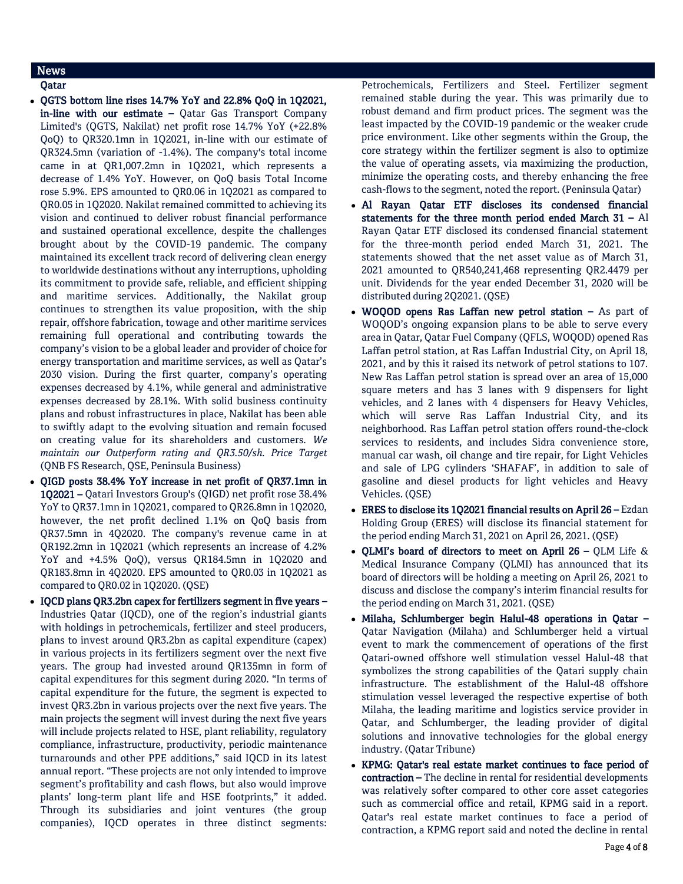## News

### Qatar

- **QGTS bottom line rises 14.7% YoY and 22.8% QoQ in 1Q2021, in-line with our estimate –** Qatar Gas Transport Company Limited's (QGTS, Nakilat) net profit rose 14.7% YoY (+22.8% QoQ) to QR320.1mn in 1Q2021, in-line with our estimate of QR324.5mn (variation of -1.4%). The company's total income came in at QR1,007.2mn in 1Q2021, which represents a decrease of 1.4% YoY. However, on QoQ basis Total Income rose 5.9%. EPS amounted to QR0.06 in 1Q2021 as compared to QR0.05 in 1Q2020. Nakilat remained committed to achieving its vision and continued to deliver robust financial performance and sustained operational excellence, despite the challenges brought about by the COVID-19 pandemic. The company maintained its excellent track record of delivering clean energy to worldwide destinations without any interruptions, upholding its commitment to provide safe, reliable, and efficient shipping and maritime services. Additionally, the Nakilat group continues to strengthen its value proposition, with the ship repair, offshore fabrication, towage and other maritime services remaining full operational and contributing towards the company's vision to be a global leader and provider of choice for energy transportation and maritime services, as well as Qatar's 2030 vision. During the first quarter, company's operating expenses decreased by 4.1%, while general and administrative expenses decreased by 28.1%. With solid business continuity plans and robust infrastructures in place, Nakilat has been able to swiftly adapt to the evolving situation and remain focused on creating value for its shareholders and customers. *We maintain our Outperform rating and QR3.50/sh. Price Target* (QNB FS Research, QSE, Peninsula Business)
- **QIGD posts 38.4% YoY increase in net profit of QR37.1mn in 1Q2021 –** Qatari Investors Group's (QIGD) net profit rose 38.4% YoY to QR37.1mn in 1Q2021, compared to QR26.8mn in 1Q2020, however, the net profit declined 1.1% on QoQ basis from QR37.5mn in 4Q2020. The company's revenue came in at QR192.2mn in 1Q2021 (which represents an increase of 4.2% YoY and +4.5% QoQ), versus QR184.5mn in 1Q2020 and QR183.8mn in 4Q2020. EPS amounted to QR0.03 in 1Q2021 as compared to QR0.02 in 1Q2020. (QSE)
- **IQCD plans QR3.2bn capex for fertilizers segment in five years –** Industries Qatar (IQCD), one of the region's industrial giants with holdings in petrochemicals, fertilizer and steel producers, plans to invest around QR3.2bn as capital expenditure (capex) in various projects in its fertilizers segment over the next five years. The group had invested around QR135mn in form of capital expenditures for this segment during 2020. "In terms of capital expenditure for the future, the segment is expected to invest QR3.2bn in various projects over the next five years. The main projects the segment will invest during the next five years will include projects related to HSE, plant reliability, regulatory compliance, infrastructure, productivity, periodic maintenance turnarounds and other PPE additions," said IQCD in its latest annual report. "These projects are not only intended to improve segment's profitability and cash flows, but also would improve plants' long-term plant life and HSE footprints," it added. Through its subsidiaries and joint ventures (the group companies), IQCD operates in three distinct segments: Petrochemicals, Fertilizers and Steel. Fertilizer segment remained stable during the year. This was primarily due to robust demand and firm product prices. The segment was the least impacted by the COVID-19 pandemic or the weaker crude price environment. Like other segments within the Group, the core strategy within the fertilizer segment is also to optimize the value of operating assets, via maximizing the production, minimize the operating costs, and thereby enhancing the free cash-flows to the segment, noted the report. (Peninsula Qatar)
- **Al Rayan Qatar ETF discloses its condensed financial statements for the three month period ended March 31 –** Al Rayan Qatar ETF disclosed its condensed financial statement for the three-month period ended March 31, 2021. The statements showed that the net asset value as of March 31, 2021 amounted to QR540,241,468 representing QR2.4479 per unit. Dividends for the year ended December 31, 2020 will be distributed during 2Q2021. (QSE)
- **WOQOD opens Ras Laffan new petrol station –** As part of WOQOD's ongoing expansion plans to be able to serve every area in Qatar, Qatar Fuel Company (QFLS, WOQOD) opened Ras Laffan petrol station, at Ras Laffan Industrial City, on April 18, 2021, and by this it raised its network of petrol stations to 107. New Ras Laffan petrol station is spread over an area of 15,000 square meters and has 3 lanes with 9 dispensers for light vehicles, and 2 lanes with 4 dispensers for Heavy Vehicles, which will serve Ras Laffan Industrial City, and its neighborhood. Ras Laffan petrol station offers round-the-clock services to residents, and includes Sidra convenience store, manual car wash, oil change and tire repair, for Light Vehicles and sale of LPG cylinders 'SHAFAF', in addition to sale of gasoline and diesel products for light vehicles and Heavy Vehicles. (QSE)
- **ERES to disclose its 1Q2021 financial results on April 26 –** Ezdan Holding Group (ERES) will disclose its financial statement for the period ending March 31, 2021 on April 26, 2021. (QSE)
- **QLMI's board of directors to meet on April 26 –** QLM Life & Medical Insurance Company (QLMI) has announced that its board of directors will be holding a meeting on April 26, 2021 to discuss and disclose the company's interim financial results for the period ending on March 31, 2021. (QSE)
- **Milaha, Schlumberger begin Halul-48 operations in Qatar –** Qatar Navigation (Milaha) and Schlumberger held a virtual event to mark the commencement of operations of the first Qatari-owned offshore well stimulation vessel Halul-48 that symbolizes the strong capabilities of the Qatari supply chain infrastructure. The establishment of the Halul-48 offshore stimulation vessel leveraged the respective expertise of both Milaha, the leading maritime and logistics service provider in Qatar, and Schlumberger, the leading provider of digital solutions and innovative technologies for the global energy industry. (Qatar Tribune)
- **KPMG: Qatar's real estate market continues to face period of contraction –** The decline in rental for residential developments was relatively softer compared to other core asset categories such as commercial office and retail, KPMG said in a report. Qatar's real estate market continues to face a period of contraction, a KPMG report said and noted the decline in rental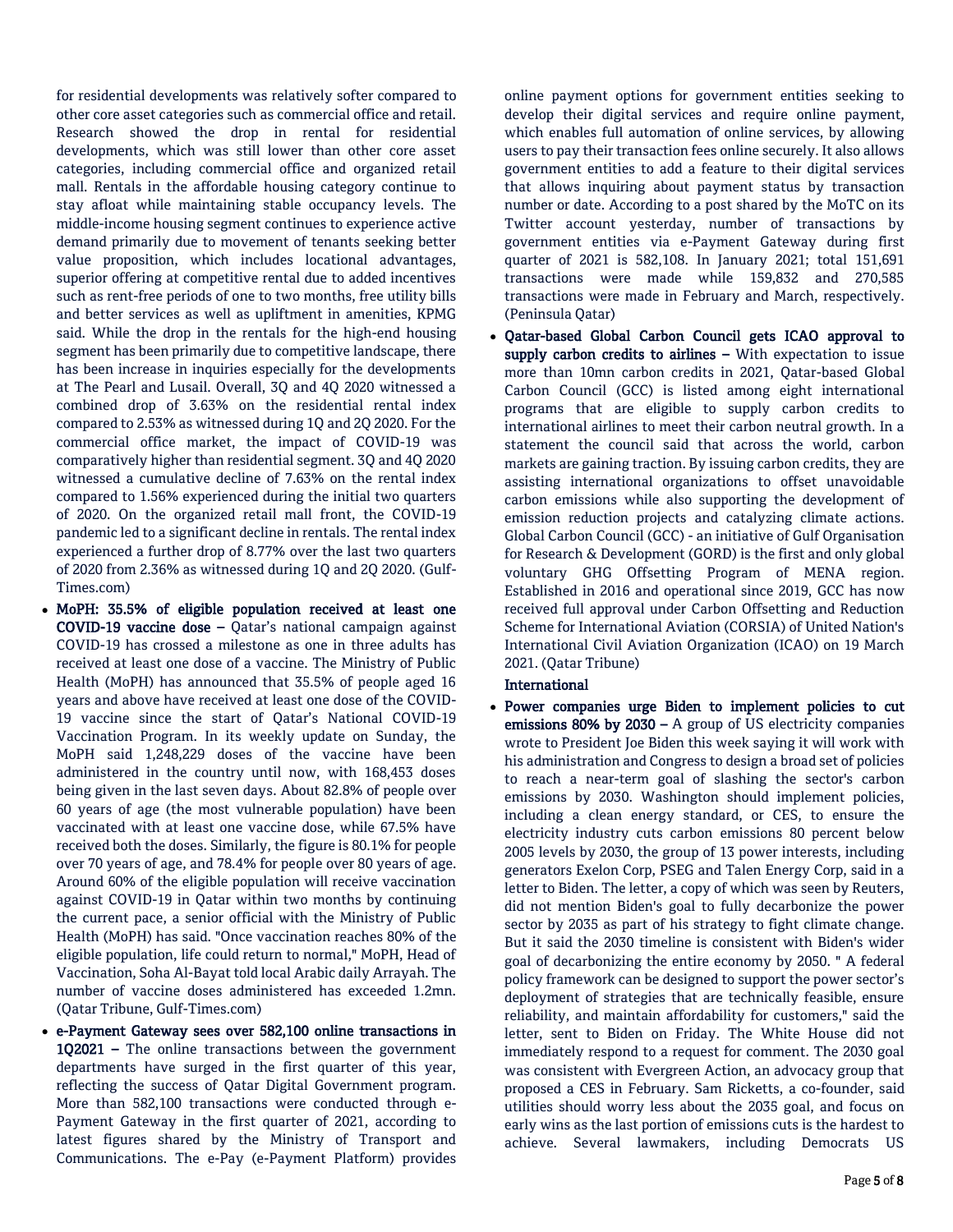for residential developments was relatively softer compared to other core asset categories such as commercial office and retail. Research showed the drop in rental for residential developments, which was still lower than other core asset categories, including commercial office and organized retail mall. Rentals in the affordable housing category continue to stay afloat while maintaining stable occupancy levels. The middle-income housing segment continues to experience active demand primarily due to movement of tenants seeking better value proposition, which includes locational advantages, superior offering at competitive rental due to added incentives such as rent-free periods of one to two months, free utility bills and better services as well as upliftment in amenities, KPMG said. While the drop in the rentals for the high-end housing segment has been primarily due to competitive landscape, there has been increase in inquiries especially for the developments at The Pearl and Lusail. Overall, 3Q and 4Q 2020 witnessed a combined drop of 3.63% on the residential rental index compared to 2.53% as witnessed during 1Q and 2Q 2020. For the commercial office market, the impact of COVID-19 was comparatively higher than residential segment. 3Q and 4Q 2020 witnessed a cumulative decline of 7.63% on the rental index compared to 1.56% experienced during the initial two quarters of 2020. On the organized retail mall front, the COVID-19 pandemic led to a significant decline in rentals. The rental index experienced a further drop of 8.77% over the last two quarters of 2020 from 2.36% as witnessed during 1Q and 2Q 2020. (Gulf-Times.com)

- **MoPH: 35.5% of eligible population received at least one COVID-19 vaccine dose –** Qatar's national campaign against COVID-19 has crossed a milestone as one in three adults has received at least one dose of a vaccine. The Ministry of Public Health (MoPH) has announced that 35.5% of people aged 16 years and above have received at least one dose of the COVID-19 vaccine since the start of Qatar's National COVID-19 Vaccination Program. In its weekly update on Sunday, the MoPH said 1,248,229 doses of the vaccine have been administered in the country until now, with 168,453 doses being given in the last seven days. About 82.8% of people over 60 years of age (the most vulnerable population) have been vaccinated with at least one vaccine dose, while 67.5% have received both the doses. Similarly, the figure is 80.1% for people over 70 years of age, and 78.4% for people over 80 years of age. Around 60% of the eligible population will receive vaccination against COVID-19 in Qatar within two months by continuing the current pace, a senior official with the Ministry of Public Health (MoPH) has said. "Once vaccination reaches 80% of the eligible population, life could return to normal," MoPH, Head of Vaccination, Soha Al-Bayat told local Arabic daily Arrayah. The number of vaccine doses administered has exceeded 1.2mn. (Qatar Tribune, Gulf-Times.com)
- **e-Payment Gateway sees over 582,100 online transactions in 1Q2021 –** The online transactions between the government departments have surged in the first quarter of this year, reflecting the success of Qatar Digital Government program. More than 582,100 transactions were conducted through e-Payment Gateway in the first quarter of 2021, according to latest figures shared by the Ministry of Transport and Communications. The e-Pay (e-Payment Platform) provides online payment options for government entities seeking to develop their digital services and require online payment, which enables full automation of online services, by allowing users to pay their transaction fees online securely. It also allows government entities to add a feature to their digital services that allows inquiring about payment status by transaction number or date. According to a post shared by the MoTC on its Twitter account yesterday, number of transactions by government entities via e-Payment Gateway during first quarter of 2021 is 582,108. In January 2021; total 151,691 transactions were made while 159,832 and 270,585 transactions were made in February and March, respectively. (Peninsula Qatar)
- **Qatar-based Global Carbon Council gets ICAO approval to supply carbon credits to airlines –** With expectation to issue more than 10mn carbon credits in 2021, Qatar-based Global Carbon Council (GCC) is listed among eight international programs that are eligible to supply carbon credits to international airlines to meet their carbon neutral growth. In a statement the council said that across the world, carbon markets are gaining traction. By issuing carbon credits, they are assisting international organizations to offset unavoidable carbon emissions while also supporting the development of emission reduction projects and catalyzing climate actions. Global Carbon Council (GCC) - an initiative of Gulf Organisation for Research & Development (GORD) is the first and only global voluntary GHG Offsetting Program of MENA region. Established in 2016 and operational since 2019, GCC has now received full approval under Carbon Offsetting and Reduction Scheme for International Aviation (CORSIA) of United Nation's International Civil Aviation Organization (ICAO) on 19 March 2021. (Qatar Tribune)

**International**

- **Power companies urge Biden to implement policies to cut emissions 80% by 2030 –** A group of US electricity companies wrote to President Joe Biden this week saying it will work with his administration and Congress to design a broad set of policies to reach a near-term goal of slashing the sector's carbon emissions by 2030. Washington should implement policies, including a clean energy standard, or CES, to ensure the electricity industry cuts carbon emissions 80 percent below 2005 levels by 2030, the group of 13 power interests, including generators Exelon Corp, PSEG and Talen Energy Corp, said in a letter to Biden. The letter, a copy of which was seen by Reuters, did not mention Biden's goal to fully decarbonize the power sector by 2035 as part of his strategy to fight climate change. But it said the 2030 timeline is consistent with Biden's wider goal of decarbonizing the entire economy by 2050. " A federal policy framework can be designed to support the power sector's deployment of strategies that are technically feasible, ensure reliability, and maintain affordability for customers," said the letter, sent to Biden on Friday. The White House did not immediately respond to a request for comment. The 2030 goal was consistent with Evergreen Action, an advocacy group that proposed a CES in February. Sam Ricketts, a co-founder, said utilities should worry less about the 2035 goal, and focus on early wins as the last portion of emissions cuts is the hardest to achieve. Several lawmakers, including Democrats US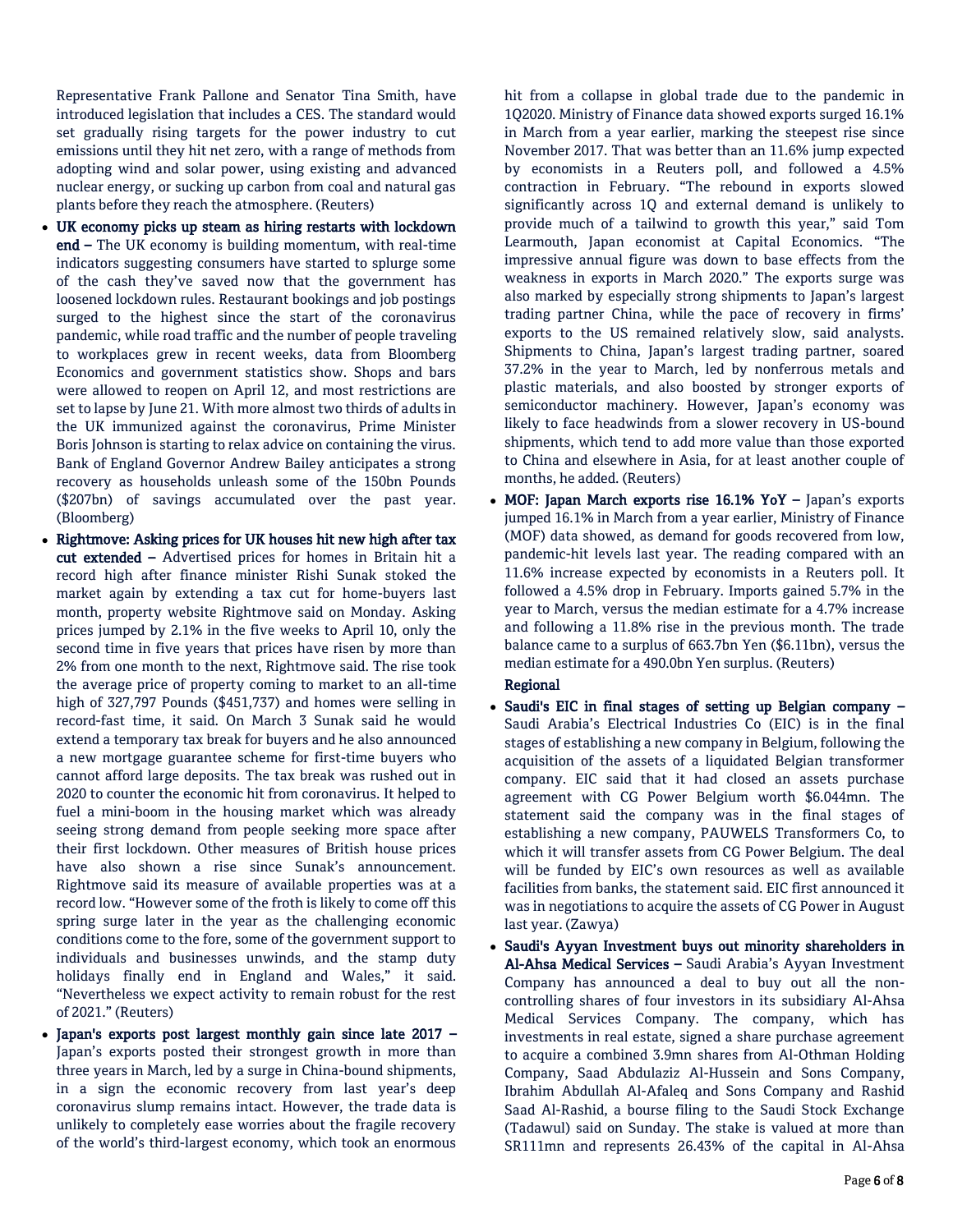Representative Frank Pallone and Senator Tina Smith, have introduced legislation that includes a CES. The standard would set gradually rising targets for the power industry to cut emissions until they hit net zero, with a range of methods from adopting wind and solar power, using existing and advanced nuclear energy, or sucking up carbon from coal and natural gas plants before they reach the atmosphere. (Reuters)

- **UK economy picks up steam as hiring restarts with lockdown end –** The UK economy is building momentum, with real-time indicators suggesting consumers have started to splurge some of the cash they've saved now that the government has loosened lockdown rules. Restaurant bookings and job postings surged to the highest since the start of the coronavirus pandemic, while road traffic and the number of people traveling to workplaces grew in recent weeks, data from Bloomberg Economics and government statistics show. Shops and bars were allowed to reopen on April 12, and most restrictions are set to lapse by June 21. With more almost two thirds of adults in the UK immunized against the coronavirus, Prime Minister Boris Johnson is starting to relax advice on containing the virus. Bank of England Governor Andrew Bailey anticipates a strong recovery as households unleash some of the 150bn Pounds ($207bn) of savings accumulated over the past year. (Bloomberg)
- **Rightmove: Asking prices for UK houses hit new high after tax cut extended –** Advertised prices for homes in Britain hit a record high after finance minister Rishi Sunak stoked the market again by extending a tax cut for home-buyers last month, property website Rightmove said on Monday. Asking prices jumped by 2.1% in the five weeks to April 10, only the second time in five years that prices have risen by more than 2% from one month to the next, Rightmove said. The rise took the average price of property coming to market to an all-time high of 327,797 Pounds ($451,737) and homes were selling in record-fast time, it said. On March 3 Sunak said he would extend a temporary tax break for buyers and he also announced a new mortgage guarantee scheme for first-time buyers who cannot afford large deposits. The tax break was rushed out in 2020 to counter the economic hit from coronavirus. It helped to fuel a mini-boom in the housing market which was already seeing strong demand from people seeking more space after their first lockdown. Other measures of British house prices have also shown a rise since Sunak's announcement. Rightmove said its measure of available properties was at a record low. "However some of the froth is likely to come off this spring surge later in the year as the challenging economic conditions come to the fore, some of the government support to individuals and businesses unwinds, and the stamp duty holidays finally end in England and Wales," it said. "Nevertheless we expect activity to remain robust for the rest of 2021." (Reuters)
- **Japan's exports post largest monthly gain since late 2017 –** Japan's exports posted their strongest growth in more than three years in March, led by a surge in China-bound shipments, in a sign the economic recovery from last year's deep coronavirus slump remains intact. However, the trade data is unlikely to completely ease worries about the fragile recovery of the world's third-largest economy, which took an enormous hit from a collapse in global trade due to the pandemic in 1Q2020. Ministry of Finance data showed exports surged 16.1% in March from a year earlier, marking the steepest rise since November 2017. That was better than an 11.6% jump expected by economists in a Reuters poll, and followed a 4.5% contraction in February. "The rebound in exports slowed significantly across 1Q and external demand is unlikely to provide much of a tailwind to growth this year," said Tom Learmouth, Japan economist at Capital Economics. "The impressive annual figure was down to base effects from the weakness in exports in March 2020." The exports surge was also marked by especially strong shipments to Japan's largest trading partner China, while the pace of recovery in firms' exports to the US remained relatively slow, said analysts. Shipments to China, Japan's largest trading partner, soared 37.2% in the year to March, led by nonferrous metals and plastic materials, and also boosted by stronger exports of semiconductor machinery. However, Japan's economy was likely to face headwinds from a slower recovery in US-bound shipments, which tend to add more value than those exported to China and elsewhere in Asia, for at least another couple of months, he added. (Reuters)
- **MOF: Japan March exports rise 16.1% YoY –** Japan's exports jumped 16.1% in March from a year earlier, Ministry of Finance (MOF) data showed, as demand for goods recovered from low, pandemic-hit levels last year. The reading compared with an 11.6% increase expected by economists in a Reuters poll. It followed a 4.5% drop in February. Imports gained 5.7% in the year to March, versus the median estimate for a 4.7% increase and following a 11.8% rise in the previous month. The trade balance came to a surplus of 663.7bn Yen ($6.11bn), versus the median estimate for a 490.0bn Yen surplus. (Reuters)

**Regional**

- **Saudi's EIC in final stages of setting up Belgian company –** Saudi Arabia's Electrical Industries Co (EIC) is in the final stages of establishing a new company in Belgium, following the acquisition of the assets of a liquidated Belgian transformer company. EIC said that it had closed an assets purchase agreement with CG Power Belgium worth $6.044mn. The statement said the company was in the final stages of establishing a new company, PAUWELS Transformers Co, to which it will transfer assets from CG Power Belgium. The deal will be funded by EIC's own resources as well as available facilities from banks, the statement said. EIC first announced it was in negotiations to acquire the assets of CG Power in August last year. (Zawya)
- **Saudi's Ayyan Investment buys out minority shareholders in Al-Ahsa Medical Services –** Saudi Arabia's Ayyan Investment Company has announced a deal to buy out all the non-controlling shares of four investors in its subsidiary Al-Ahsa Medical Services Company. The company, which has investments in real estate, signed a share purchase agreement to acquire a combined 3.9mn shares from Al-Othman Holding Company, Saad Abdulaziz Al-Hussein and Sons Company, Ibrahim Abdullah Al-Afaleq and Sons Company and Rashid Saad Al-Rashid, a bourse filing to the Saudi Stock Exchange (Tadawul) said on Sunday. The stake is valued at more than SR111mn and represents 26.43% of the capital in Al-Ahsa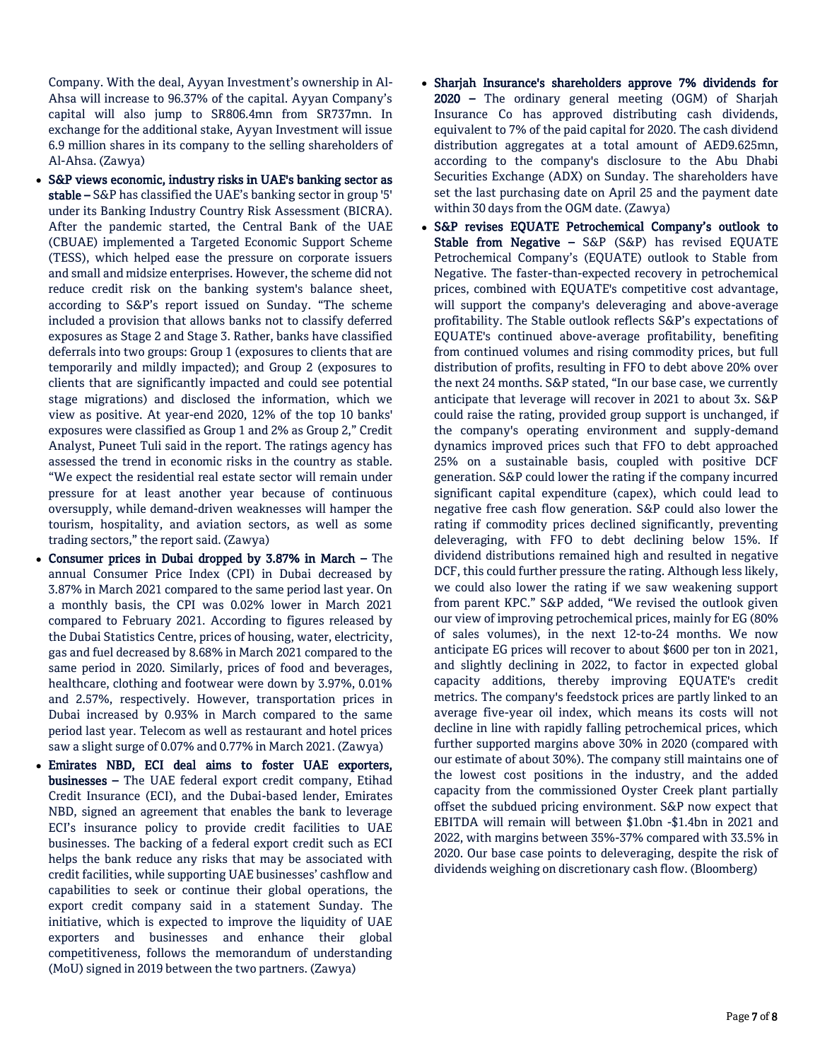Company. With the deal, Ayyan Investment's ownership in Al-Ahsa will increase to 96.37% of the capital. Ayyan Company's capital will also jump to SR806.4mn from SR737mn. In exchange for the additional stake, Ayyan Investment will issue 6.9 million shares in its company to the selling shareholders of Al-Ahsa. (Zawya)

- **S&P views economic, industry risks in UAE's banking sector as stable –** S&P has classified the UAE's banking sector in group '5' under its Banking Industry Country Risk Assessment (BICRA). After the pandemic started, the Central Bank of the UAE (CBUAE) implemented a Targeted Economic Support Scheme (TESS), which helped ease the pressure on corporate issuers and small and midsize enterprises. However, the scheme did not reduce credit risk on the banking system's balance sheet, according to S&P's report issued on Sunday. "The scheme included a provision that allows banks not to classify deferred exposures as Stage 2 and Stage 3. Rather, banks have classified deferrals into two groups: Group 1 (exposures to clients that are temporarily and mildly impacted); and Group 2 (exposures to clients that are significantly impacted and could see potential stage migrations) and disclosed the information, which we view as positive. At year-end 2020, 12% of the top 10 banks' exposures were classified as Group 1 and 2% as Group 2," Credit Analyst, Puneet Tuli said in the report. The ratings agency has assessed the trend in economic risks in the country as stable. "We expect the residential real estate sector will remain under pressure for at least another year because of continuous oversupply, while demand-driven weaknesses will hamper the tourism, hospitality, and aviation sectors, as well as some trading sectors," the report said. (Zawya)
- **Consumer prices in Dubai dropped by 3.87% in March –** The annual Consumer Price Index (CPI) in Dubai decreased by 3.87% in March 2021 compared to the same period last year. On a monthly basis, the CPI was 0.02% lower in March 2021 compared to February 2021. According to figures released by the Dubai Statistics Centre, prices of housing, water, electricity, gas and fuel decreased by 8.68% in March 2021 compared to the same period in 2020. Similarly, prices of food and beverages, healthcare, clothing and footwear were down by 3.97%, 0.01% and 2.57%, respectively. However, transportation prices in Dubai increased by 0.93% in March compared to the same period last year. Telecom as well as restaurant and hotel prices saw a slight surge of 0.07% and 0.77% in March 2021. (Zawya)
- **Emirates NBD, ECI deal aims to foster UAE exporters, businesses –** The UAE federal export credit company, Etihad Credit Insurance (ECI), and the Dubai-based lender, Emirates NBD, signed an agreement that enables the bank to leverage ECI's insurance policy to provide credit facilities to UAE businesses. The backing of a federal export credit such as ECI helps the bank reduce any risks that may be associated with credit facilities, while supporting UAE businesses' cashflow and capabilities to seek or continue their global operations, the export credit company said in a statement Sunday. The initiative, which is expected to improve the liquidity of UAE exporters and businesses and enhance their global competitiveness, follows the memorandum of understanding (MoU) signed in 2019 between the two partners. (Zawya)
- **Sharjah Insurance's shareholders approve 7% dividends for 2020 –** The ordinary general meeting (OGM) of Sharjah Insurance Co has approved distributing cash dividends, equivalent to 7% of the paid capital for 2020. The cash dividend distribution aggregates at a total amount of AED9.625mn, according to the company's disclosure to the Abu Dhabi Securities Exchange (ADX) on Sunday. The shareholders have set the last purchasing date on April 25 and the payment date within 30 days from the OGM date. (Zawya)
- **S&P revises EQUATE Petrochemical Company's outlook to Stable from Negative –** S&P (S&P) has revised EQUATE Petrochemical Company's (EQUATE) outlook to Stable from Negative. The faster-than-expected recovery in petrochemical prices, combined with EQUATE's competitive cost advantage, will support the company's deleveraging and above-average profitability. The Stable outlook reflects S&P's expectations of EQUATE's continued above-average profitability, benefiting from continued volumes and rising commodity prices, but full distribution of profits, resulting in FFO to debt above 20% over the next 24 months. S&P stated, "In our base case, we currently anticipate that leverage will recover in 2021 to about 3x. S&P could raise the rating, provided group support is unchanged, if the company's operating environment and supply-demand dynamics improved prices such that FFO to debt approached 25% on a sustainable basis, coupled with positive DCF generation. S&P could lower the rating if the company incurred significant capital expenditure (capex), which could lead to negative free cash flow generation. S&P could also lower the rating if commodity prices declined significantly, preventing deleveraging, with FFO to debt declining below 15%. If dividend distributions remained high and resulted in negative DCF, this could further pressure the rating. Although less likely, we could also lower the rating if we saw weakening support from parent KPC." S&P added, "We revised the outlook given our view of improving petrochemical prices, mainly for EG (80% of sales volumes), in the next 12-to-24 months. We now anticipate EG prices will recover to about $600 per ton in 2021, and slightly declining in 2022, to factor in expected global capacity additions, thereby improving EQUATE's credit metrics. The company's feedstock prices are partly linked to an average five-year oil index, which means its costs will not decline in line with rapidly falling petrochemical prices, which further supported margins above 30% in 2020 (compared with our estimate of about 30%). The company still maintains one of the lowest cost positions in the industry, and the added capacity from the commissioned Oyster Creek plant partially offset the subdued pricing environment. S&P now expect that EBITDA will remain will between $1.0bn -$1.4bn in 2021 and 2022, with margins between 35%-37% compared with 33.5% in 2020. Our base case points to deleveraging, despite the risk of dividends weighing on discretionary cash flow. (Bloomberg)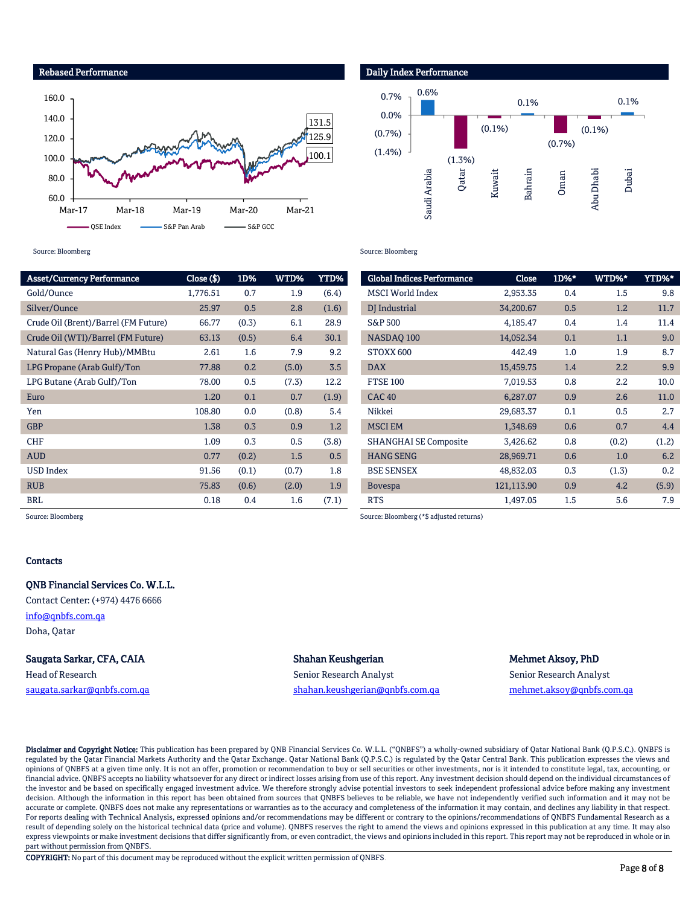## Rebased Performance

160.0
140.0
120.0
100.0
80.0
60.0

Mar-17 Mar-18 Mar-19 Mar-20 Mar-21

131.5
125.9
100.1

QSE Index — S&P Pan Arab — S&P GCC

Source: Bloomberg

## Daily Index Performance

0.7%
0.0%
(0.7%)
(1.4%)

0.6% (1.3%) (0.1%) 0.1% (0.7%) (0.1%) 0.1%

Saudi Arabia Qatar Kuwait Bahrain Oman Abu Dhabi Dubai

Source: Bloomberg

| Asset/Currency Performance | Close ($) | 1D% | WTD% | YTD% |
|---|---|---|---|---|
| Gold/Ounce | 1,776.51 | 0.7 | 1.9 | (6.4) |
| Silver/Ounce | 25.97 | 0.5 | 2.8 | (1.6) |
| Crude Oil (Brent)/Barrel (FM Future) | 66.77 | (0.3) | 6.1 | 28.9 |
| Crude Oil (WTI)/Barrel (FM Future) | 63.13 | (0.5) | 6.4 | 30.1 |
| Natural Gas (Henry Hub)/MMBtu | 2.61 | 1.6 | 7.9 | 9.2 |
| LPG Propane (Arab Gulf)/Ton | 77.88 | 0.2 | (5.0) | 3.5 |
| LPG Butane (Arab Gulf)/Ton | 78.00 | 0.5 | (7.3) | 12.2 |
| Euro | 1.20 | 0.1 | 0.7 | (1.9) |
| Yen | 108.80 | 0.0 | (0.8) | 5.4 |
| GBP | 1.38 | 0.3 | 0.9 | 1.2 |
| CHF | 1.09 | 0.3 | 0.5 | (3.8) |
| AUD | 0.77 | (0.2) | 1.5 | 0.5 |
| USD Index | 91.56 | (0.1) | (0.7) | 1.8 |
| RUB | 75.83 | (0.6) | (2.0) | 1.9 |
| BRL | 0.18 | 0.4 | 1.6 | (7.1) |

Source: Bloomberg

| Global Indices Performance | Close | 1D%* | WTD%* | YTD%* |
|---|---|---|---|---|
| MSCI World Index | 2,953.35 | 0.4 | 1.5 | 9.8 |
| DJ Industrial | 34,200.67 | 0.5 | 1.2 | 11.7 |
| S&P 500 | 4,185.47 | 0.4 | 1.4 | 11.4 |
| NASDAQ 100 | 14,052.34 | 0.1 | 1.1 | 9.0 |
| STOXX 600 | 442.49 | 1.0 | 1.9 | 8.7 |
| DAX | 15,459.75 | 1.4 | 2.2 | 9.9 |
| FTSE 100 | 7,019.53 | 0.8 | 2.2 | 10.0 |
| CAC 40 | 6,287.07 | 0.9 | 2.6 | 11.0 |
| Nikkei | 29,683.37 | 0.1 | 0.5 | 2.7 |
| MSCI EM | 1,348.69 | 0.6 | 0.7 | 4.4 |
| SHANGHAI SE Composite | 3,426.62 | 0.8 | (0.2) | (1.2) |
| HANG SENG | 28,969.71 | 0.6 | 1.0 | 6.2 |
| BSE SENSEX | 48,832.03 | 0.3 | (1.3) | 0.2 |
| Bovespa | 121,113.90 | 0.9 | 4.2 | (5.9) |
| RTS | 1,497.05 | 1.5 | 5.6 | 7.9 |

Source: Bloomberg (*$ adjusted returns)

## Contacts

**QNB Financial Services Co. W.L.L.**
Contact Center: (+974) 4476 6666
info@qnbfs.com.qa
Doha, Qatar

**Saugata Sarkar, CFA, CAIA**
Head of Research
saugata.sarkar@qnbfs.com.qa

**Shahan Keushgerian**
Senior Research Analyst
shahan.keushgerian@qnbfs.com.qa

**Mehmet Aksoy, PhD**
Senior Research Analyst
mehmet.aksoy@qnbfs.com.qa

**Disclaimer and Copyright Notice:** This publication has been prepared by QNB Financial Services Co. W.L.L. ("QNBFS") a wholly-owned subsidiary of Qatar National Bank (Q.P.S.C.). QNBFS is regulated by the Qatar Financial Markets Authority and the Qatar Exchange. Qatar National Bank (Q.P.S.C.) is regulated by the Qatar Central Bank. This publication expresses the views and opinions of QNBFS at a given time only. It is not an offer, promotion or recommendation to buy or sell securities or other investments, nor is it intended to constitute legal, tax, accounting, or financial advice. QNBFS accepts no liability whatsoever for any direct or indirect losses arising from use of this report. Any investment decision should depend on the individual circumstances of the investor and be based on specifically engaged investment advice. We therefore strongly advise potential investors to seek independent professional advice before making any investment decision. Although the information in this report has been obtained from sources that QNBFS believes to be reliable, we have not independently verified such information and it may not be accurate or complete. QNBFS does not make any representations or warranties as to the accuracy and completeness of the information it may contain, and declines any liability in that respect. For reports dealing with Technical Analysis, expressed opinions and/or recommendations may be different or contrary to the opinions/recommendations of QNBFS Fundamental Research as a result of depending solely on the historical technical data (price and volume). QNBFS reserves the right to amend the views and opinions expressed in this publication at any time. It may also express viewpoints or make investment decisions that differ significantly from, or even contradict, the views and opinions included in this report. This report may not be reproduced in whole or in part without permission from QNBFS.

**COPYRIGHT:** No part of this document may be reproduced without the explicit written permission of QNBFS